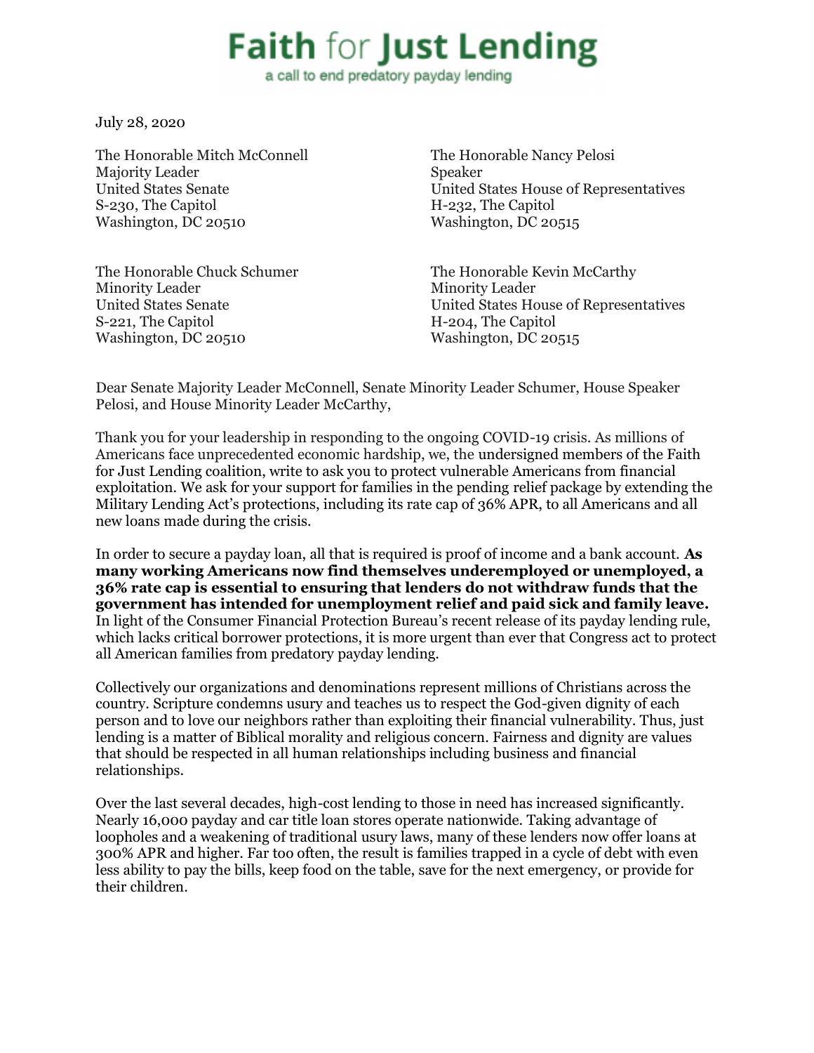# Faith for Just Lending

a call to end predatory payday lending

July 28, 2020

The Honorable Mitch McConnell
Majority Leader
United States Senate
S-230, The Capitol
Washington, DC 20510

The Honorable Nancy Pelosi
Speaker
United States House of Representatives
H-232, The Capitol
Washington, DC 20515

The Honorable Chuck Schumer
Minority Leader
United States Senate
S-221, The Capitol
Washington, DC 20510

The Honorable Kevin McCarthy
Minority Leader
United States House of Representatives
H-204, The Capitol
Washington, DC 20515

Dear Senate Majority Leader McConnell, Senate Minority Leader Schumer, House Speaker Pelosi, and House Minority Leader McCarthy,

Thank you for your leadership in responding to the ongoing COVID-19 crisis. As millions of Americans face unprecedented economic hardship, we, the undersigned members of the Faith for Just Lending coalition, write to ask you to protect vulnerable Americans from financial exploitation. We ask for your support for families in the pending relief package by extending the Military Lending Act's protections, including its rate cap of 36% APR, to all Americans and all new loans made during the crisis.

In order to secure a payday loan, all that is required is proof of income and a bank account. **As many working Americans now find themselves underemployed or unemployed, a 36% rate cap is essential to ensuring that lenders do not withdraw funds that the government has intended for unemployment relief and paid sick and family leave.** In light of the Consumer Financial Protection Bureau's recent release of its payday lending rule, which lacks critical borrower protections, it is more urgent than ever that Congress act to protect all American families from predatory payday lending.

Collectively our organizations and denominations represent millions of Christians across the country. Scripture condemns usury and teaches us to respect the God-given dignity of each person and to love our neighbors rather than exploiting their financial vulnerability. Thus, just lending is a matter of Biblical morality and religious concern. Fairness and dignity are values that should be respected in all human relationships including business and financial relationships.

Over the last several decades, high-cost lending to those in need has increased significantly. Nearly 16,000 payday and car title loan stores operate nationwide. Taking advantage of loopholes and a weakening of traditional usury laws, many of these lenders now offer loans at 300% APR and higher. Far too often, the result is families trapped in a cycle of debt with even less ability to pay the bills, keep food on the table, save for the next emergency, or provide for their children.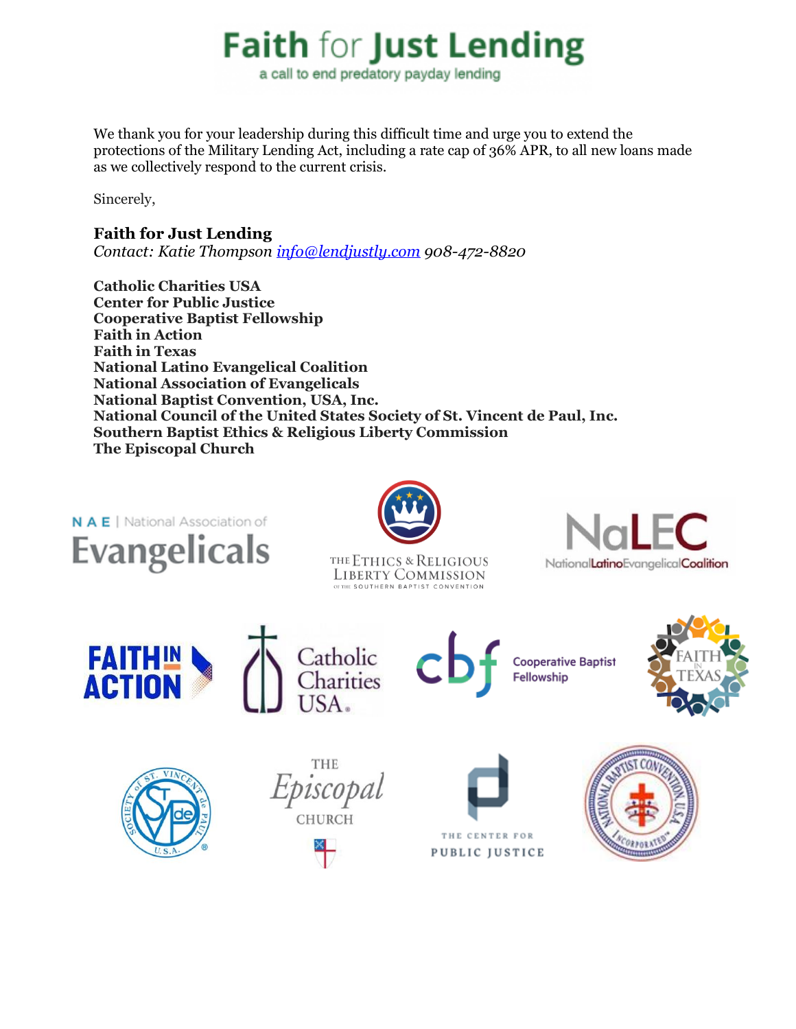# Faith for Just Lending

a call to end predatory payday lending

We thank you for your leadership during this difficult time and urge you to extend the protections of the Military Lending Act, including a rate cap of 36% APR, to all new loans made as we collectively respond to the current crisis.

Sincerely,

**Faith for Just Lending**
*Contact: Katie Thompson [info@lendjustly.com](mailto:info@lendjustly.com) 908-472-8820*

**Catholic Charities USA**
**Center for Public Justice**
**Cooperative Baptist Fellowship**
**Faith in Action**
**Faith in Texas**
**National Latino Evangelical Coalition**
**National Association of Evangelicals**
**National Baptist Convention, USA, Inc.**
**National Council of the United States Society of St. Vincent de Paul, Inc.**
**Southern Baptist Ethics & Religious Liberty Commission**
**The Episcopal Church**